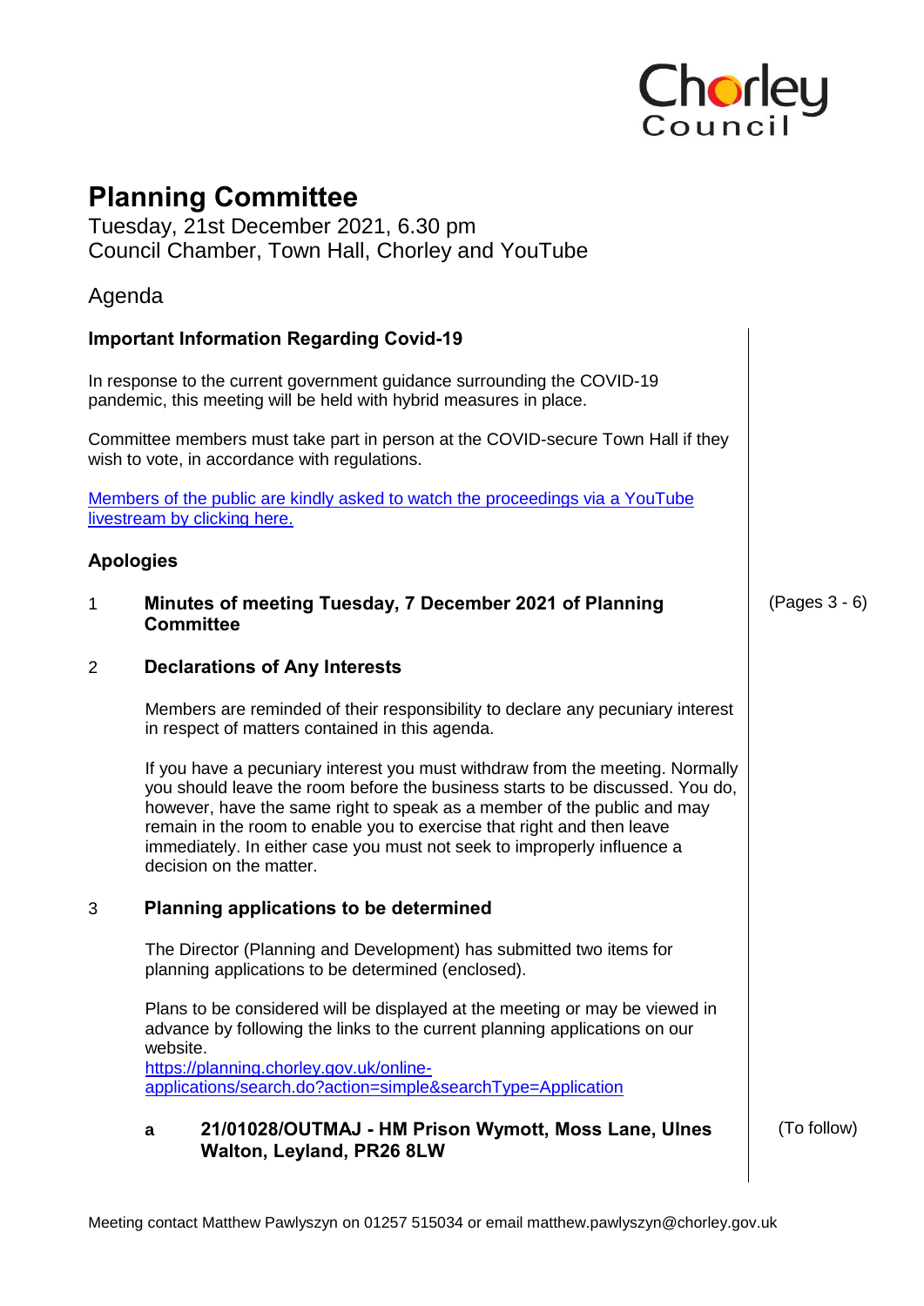Chorley Council

# Planning Committee

Tuesday, 21st December 2021, 6.30 pm
Council Chamber, Town Hall, Chorley and YouTube

Agenda

## Important Information Regarding Covid-19

In response to the current government guidance surrounding the COVID-19 pandemic, this meeting will be held with hybrid measures in place.

Committee members must take part in person at the COVID-secure Town Hall if they wish to vote, in accordance with regulations.

Members of the public are kindly asked to watch the proceedings via a YouTube livestream by clicking here.

## Apologies

**1 Minutes of meeting Tuesday, 7 December 2021 of Planning Committee** (Pages 3 - 6)

**2 Declarations of Any Interests**

Members are reminded of their responsibility to declare any pecuniary interest in respect of matters contained in this agenda.

If you have a pecuniary interest you must withdraw from the meeting. Normally you should leave the room before the business starts to be discussed. You do, however, have the same right to speak as a member of the public and may remain in the room to enable you to exercise that right and then leave immediately. In either case you must not seek to improperly influence a decision on the matter.

**3 Planning applications to be determined**

The Director (Planning and Development) has submitted two items for planning applications to be determined (enclosed).

Plans to be considered will be displayed at the meeting or may be viewed in advance by following the links to the current planning applications on our website.
https://planning.chorley.gov.uk/online-applications/search.do?action=simple&searchType=Application

**a 21/01028/OUTMAJ - HM Prison Wymott, Moss Lane, Ulnes Walton, Leyland, PR26 8LW** (To follow)

Meeting contact Matthew Pawlyszyn on 01257 515034 or email matthew.pawlyszyn@chorley.gov.uk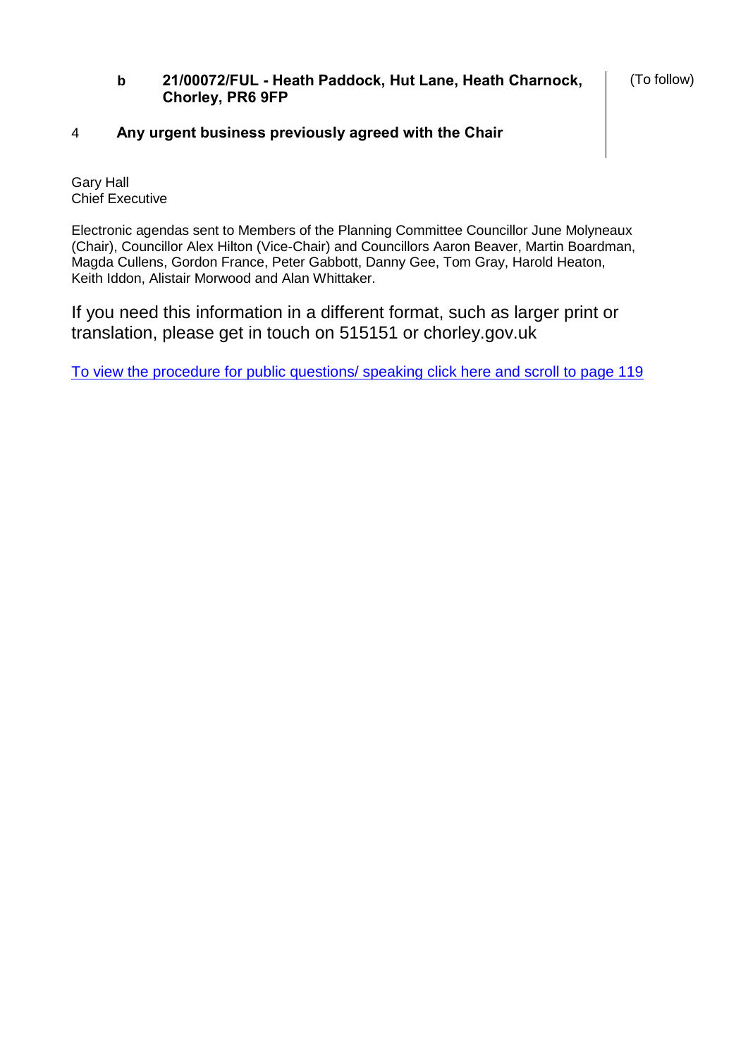**b** **21/00072/FUL - Heath Paddock, Hut Lane, Heath Charnock, Chorley, PR6 9FP** (To follow)

4 **Any urgent business previously agreed with the Chair**

Gary Hall
Chief Executive

Electronic agendas sent to Members of the Planning Committee Councillor June Molyneaux (Chair), Councillor Alex Hilton (Vice-Chair) and Councillors Aaron Beaver, Martin Boardman, Magda Cullens, Gordon France, Peter Gabbott, Danny Gee, Tom Gray, Harold Heaton, Keith Iddon, Alistair Morwood and Alan Whittaker.

If you need this information in a different format, such as larger print or translation, please get in touch on 515151 or chorley.gov.uk

To view the procedure for public questions/ speaking click here and scroll to page 119